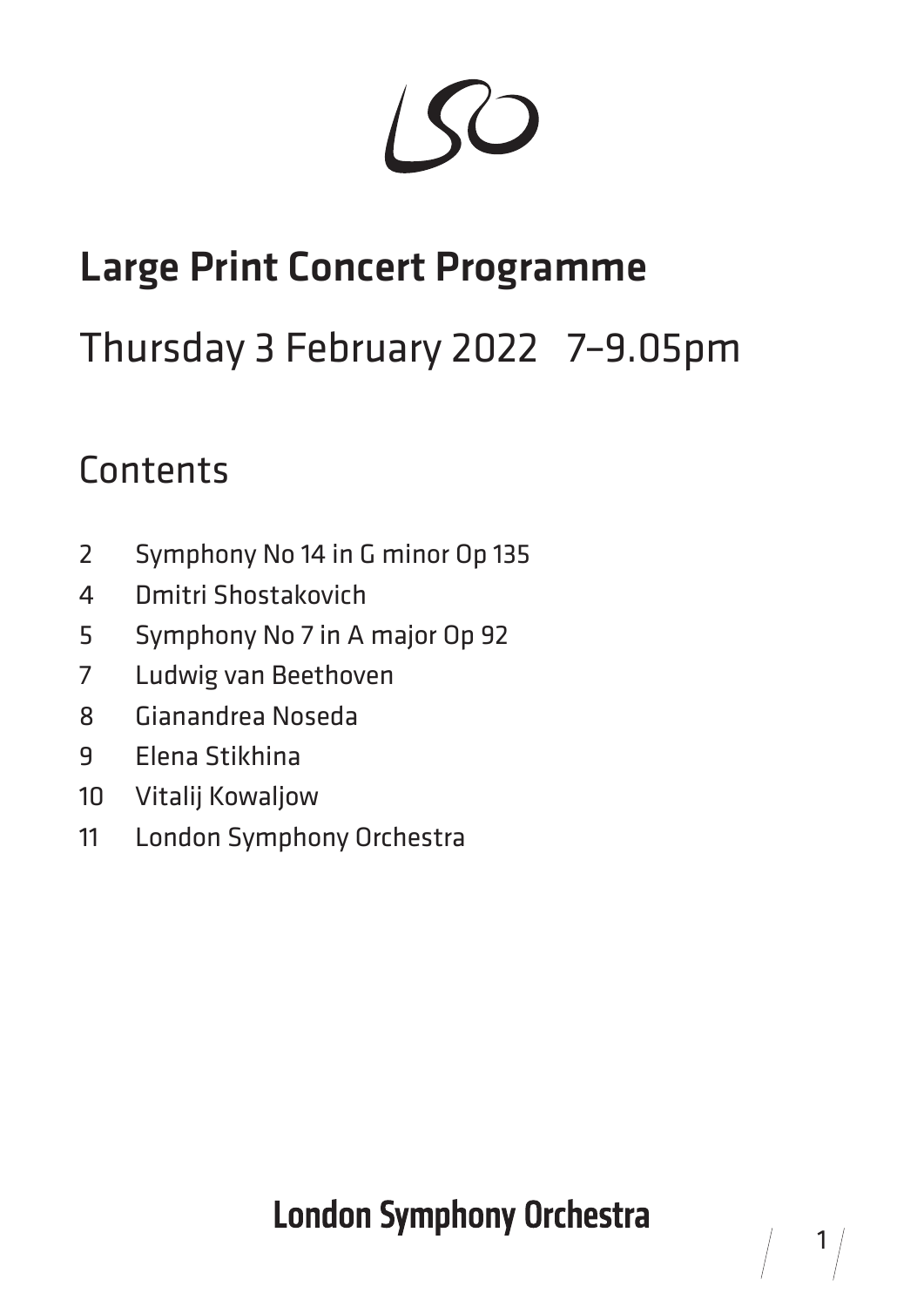# Large Print Concert Programme

## Thursday 3 February 2022 7–9.05pm

## Contents

| | |
|---|---|
| 2 | Symphony No 14 in G minor Op 135 |
| 4 | Dmitri Shostakovich |
| 5 | Symphony No 7 in A major Op 92 |
| 7 | Ludwig van Beethoven |
| 8 | Gianandrea Noseda |
| 9 | Elena Stikhina |
| 10 | Vitalij Kowaljow |
| 11 | London Symphony Orchestra |

**London Symphony Orchestra**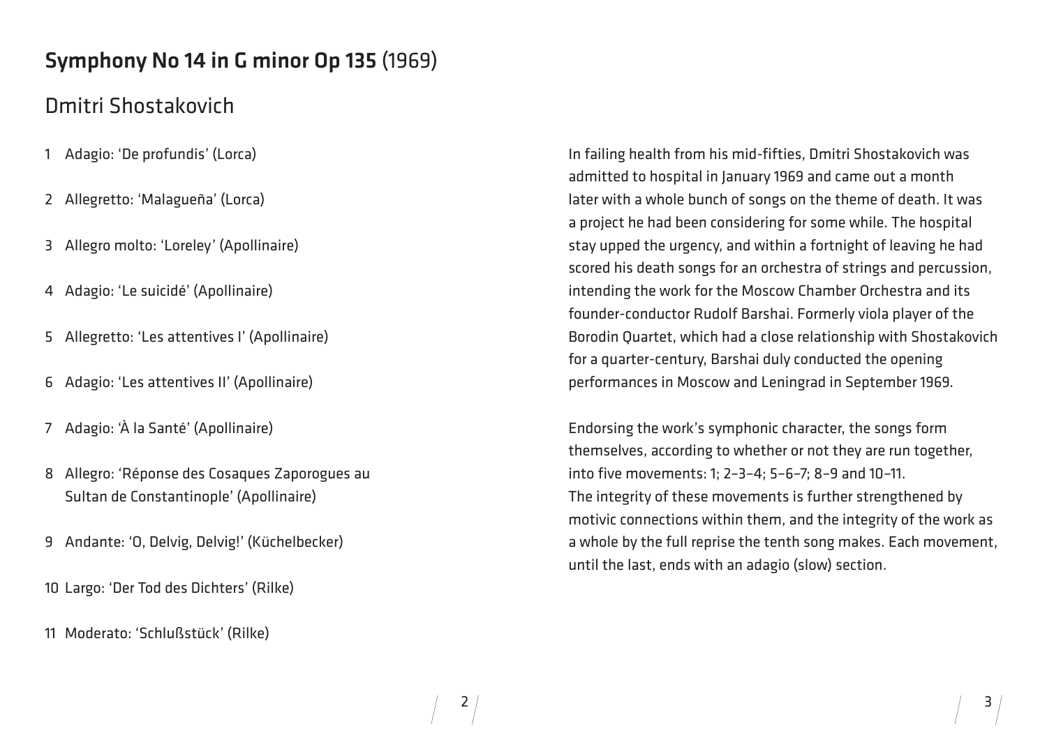# **Symphony No 14 in G minor Op 135** (1969)

## Dmitri Shostakovich

1. Adagio: 'De profundis' (Lorca)
2. Allegretto: 'Malagueña' (Lorca)
3. Allegro molto: 'Loreley' (Apollinaire)
4. Adagio: 'Le suicidé' (Apollinaire)
5. Allegretto: 'Les attentives I' (Apollinaire)
6. Adagio: 'Les attentives II' (Apollinaire)
7. Adagio: 'À la Santé' (Apollinaire)
8. Allegro: 'Réponse des Cosaques Zaporogues au Sultan de Constantinople' (Apollinaire)
9. Andante: 'O, Delvig, Delvig!' (Küchelbecker)
10. Largo: 'Der Tod des Dichters' (Rilke)
11. Moderato: 'Schlußstück' (Rilke)

In failing health from his mid-fifties, Dmitri Shostakovich was admitted to hospital in January 1969 and came out a month later with a whole bunch of songs on the theme of death. It was a project he had been considering for some while. The hospital stay upped the urgency, and within a fortnight of leaving he had scored his death songs for an orchestra of strings and percussion, intending the work for the Moscow Chamber Orchestra and its founder-conductor Rudolf Barshai. Formerly viola player of the Borodin Quartet, which had a close relationship with Shostakovich for a quarter-century, Barshai duly conducted the opening performances in Moscow and Leningrad in September 1969.

Endorsing the work's symphonic character, the songs form themselves, according to whether or not they are run together, into five movements: 1; 2–3–4; 5–6–7; 8–9 and 10–11. The integrity of these movements is further strengthened by motivic connections within them, and the integrity of the work as a whole by the full reprise the tenth song makes. Each movement, until the last, ends with an adagio (slow) section.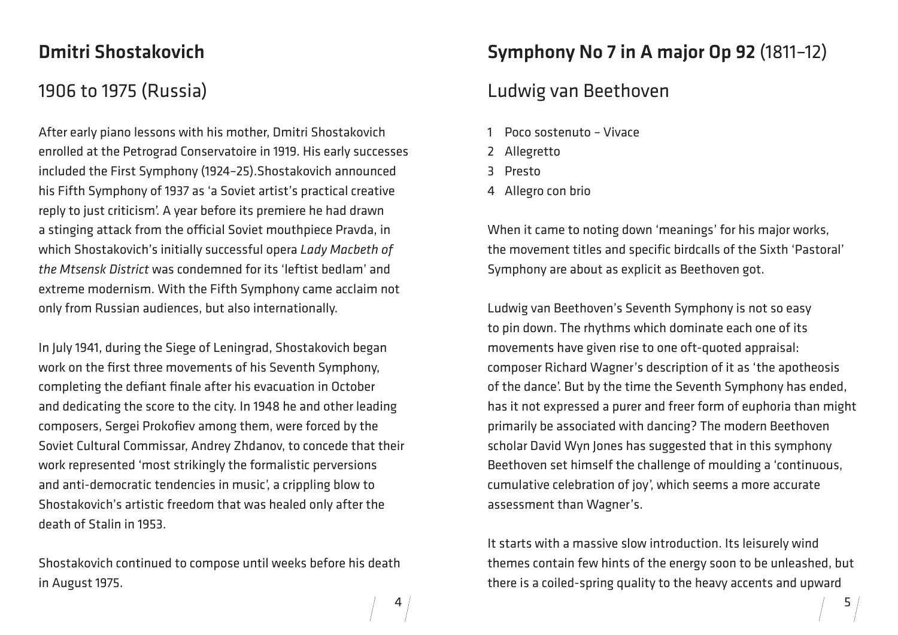## Dmitri Shostakovich

### 1906 to 1975 (Russia)

After early piano lessons with his mother, Dmitri Shostakovich enrolled at the Petrograd Conservatoire in 1919. His early successes included the First Symphony (1924–25).Shostakovich announced his Fifth Symphony of 1937 as 'a Soviet artist's practical creative reply to just criticism'. A year before its premiere he had drawn a stinging attack from the official Soviet mouthpiece Pravda, in which Shostakovich's initially successful opera *Lady Macbeth of the Mtsensk District* was condemned for its 'leftist bedlam' and extreme modernism. With the Fifth Symphony came acclaim not only from Russian audiences, but also internationally.

In July 1941, during the Siege of Leningrad, Shostakovich began work on the first three movements of his Seventh Symphony, completing the defiant finale after his evacuation in October and dedicating the score to the city. In 1948 he and other leading composers, Sergei Prokofiev among them, were forced by the Soviet Cultural Commissar, Andrey Zhdanov, to concede that their work represented 'most strikingly the formalistic perversions and anti-democratic tendencies in music', a crippling blow to Shostakovich's artistic freedom that was healed only after the death of Stalin in 1953.

Shostakovich continued to compose until weeks before his death in August 1975.

## **Symphony No 7 in A major Op 92** (1811–12)

### Ludwig van Beethoven

1 Poco sostenuto – Vivace
2 Allegretto
3 Presto
4 Allegro con brio

When it came to noting down 'meanings' for his major works, the movement titles and specific birdcalls of the Sixth 'Pastoral' Symphony are about as explicit as Beethoven got.

Ludwig van Beethoven's Seventh Symphony is not so easy to pin down. The rhythms which dominate each one of its movements have given rise to one oft-quoted appraisal: composer Richard Wagner's description of it as 'the apotheosis of the dance'. But by the time the Seventh Symphony has ended, has it not expressed a purer and freer form of euphoria than might primarily be associated with dancing? The modern Beethoven scholar David Wyn Jones has suggested that in this symphony Beethoven set himself the challenge of moulding a 'continuous, cumulative celebration of joy', which seems a more accurate assessment than Wagner's.

It starts with a massive slow introduction. Its leisurely wind themes contain few hints of the energy soon to be unleashed, but there is a coiled-spring quality to the heavy accents and upward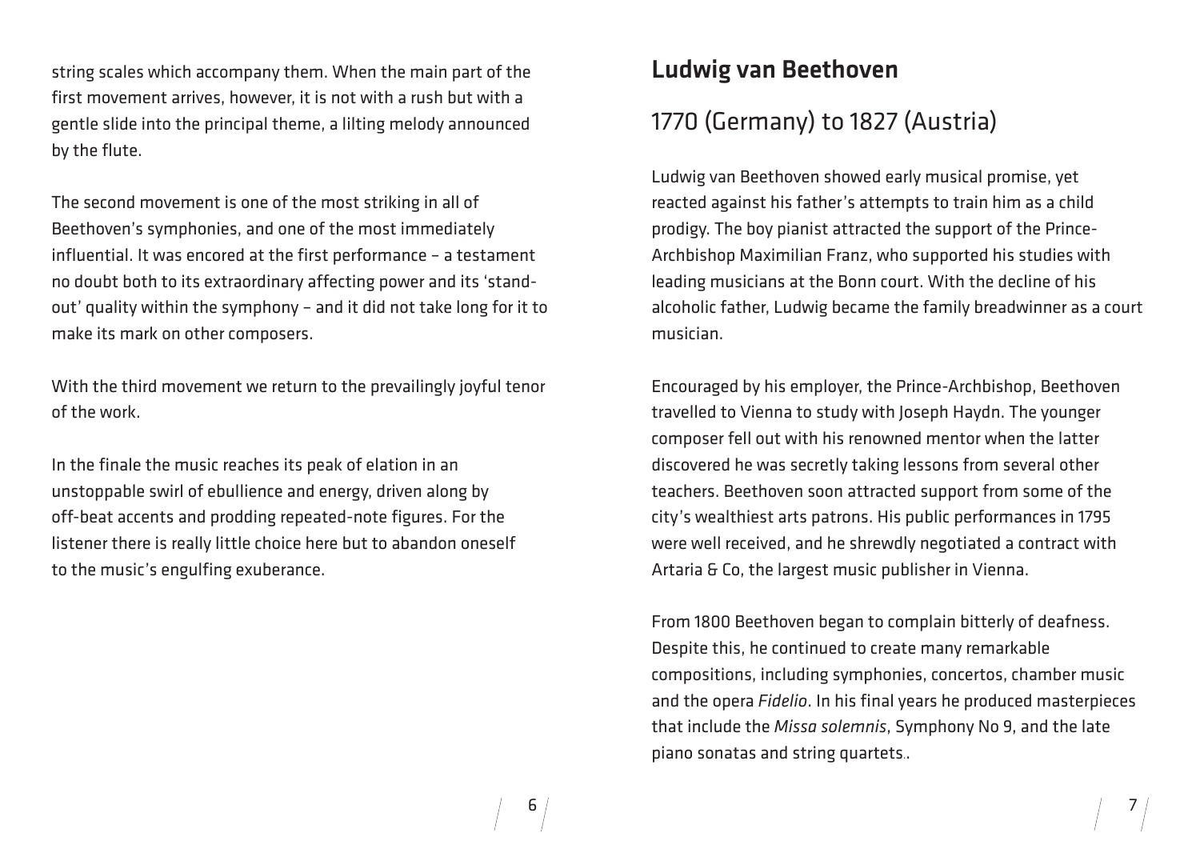string scales which accompany them. When the main part of the first movement arrives, however, it is not with a rush but with a gentle slide into the principal theme, a lilting melody announced by the flute.

The second movement is one of the most striking in all of Beethoven's symphonies, and one of the most immediately influential. It was encored at the first performance – a testament no doubt both to its extraordinary affecting power and its 'stand-out' quality within the symphony – and it did not take long for it to make its mark on other composers.

With the third movement we return to the prevailingly joyful tenor of the work.

In the finale the music reaches its peak of elation in an unstoppable swirl of ebullience and energy, driven along by off-beat accents and prodding repeated-note figures. For the listener there is really little choice here but to abandon oneself to the music's engulfing exuberance.

## Ludwig van Beethoven

### 1770 (Germany) to 1827 (Austria)

Ludwig van Beethoven showed early musical promise, yet reacted against his father's attempts to train him as a child prodigy. The boy pianist attracted the support of the Prince-Archbishop Maximilian Franz, who supported his studies with leading musicians at the Bonn court. With the decline of his alcoholic father, Ludwig became the family breadwinner as a court musician.

Encouraged by his employer, the Prince-Archbishop, Beethoven travelled to Vienna to study with Joseph Haydn. The younger composer fell out with his renowned mentor when the latter discovered he was secretly taking lessons from several other teachers. Beethoven soon attracted support from some of the city's wealthiest arts patrons. His public performances in 1795 were well received, and he shrewdly negotiated a contract with Artaria & Co, the largest music publisher in Vienna.

From 1800 Beethoven began to complain bitterly of deafness. Despite this, he continued to create many remarkable compositions, including symphonies, concertos, chamber music and the opera *Fidelio*. In his final years he produced masterpieces that include the *Missa solemnis*, Symphony No 9, and the late piano sonatas and string quartets..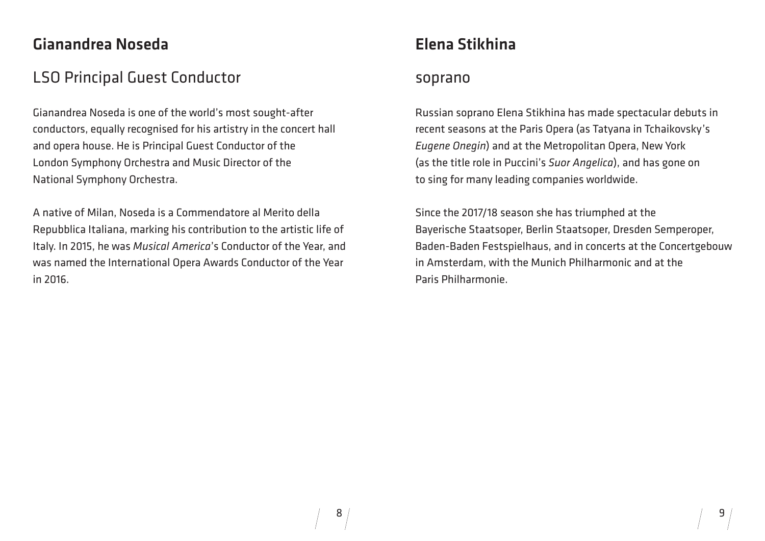## Gianandrea Noseda

### LSO Principal Guest Conductor

Gianandrea Noseda is one of the world's most sought-after conductors, equally recognised for his artistry in the concert hall and opera house. He is Principal Guest Conductor of the London Symphony Orchestra and Music Director of the National Symphony Orchestra.

A native of Milan, Noseda is a Commendatore al Merito della Repubblica Italiana, marking his contribution to the artistic life of Italy. In 2015, he was *Musical America*'s Conductor of the Year, and was named the International Opera Awards Conductor of the Year in 2016.

## Elena Stikhina

### soprano

Russian soprano Elena Stikhina has made spectacular debuts in recent seasons at the Paris Opera (as Tatyana in Tchaikovsky's *Eugene Onegin*) and at the Metropolitan Opera, New York (as the title role in Puccini's *Suor Angelica*), and has gone on to sing for many leading companies worldwide.

Since the 2017/18 season she has triumphed at the Bayerische Staatsoper, Berlin Staatsoper, Dresden Semperoper, Baden-Baden Festspielhaus, and in concerts at the Concertgebouw in Amsterdam, with the Munich Philharmonic and at the Paris Philharmonie.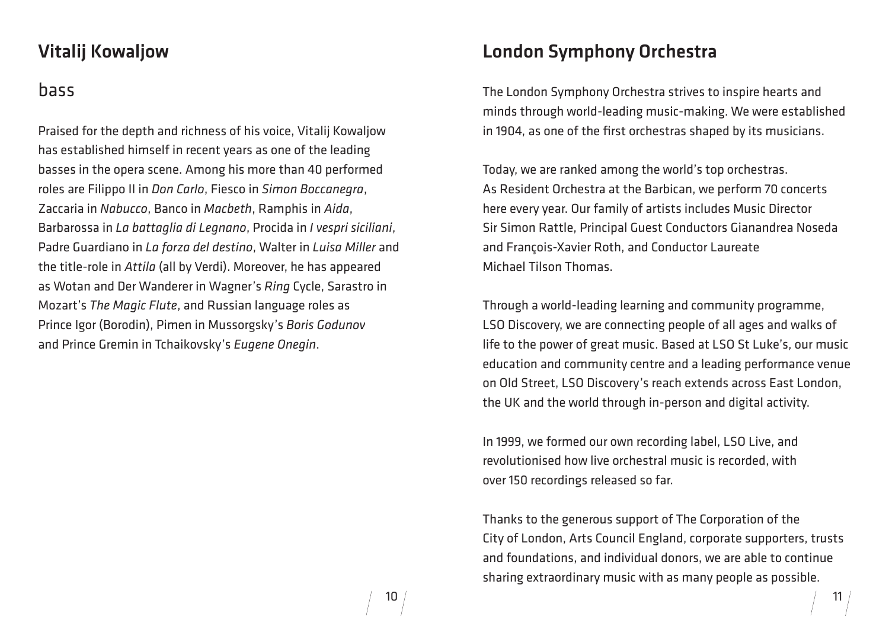## Vitalij Kowaljow

### bass

Praised for the depth and richness of his voice, Vitalij Kowaljow has established himself in recent years as one of the leading basses in the opera scene. Among his more than 40 performed roles are Filippo II in *Don Carlo*, Fiesco in *Simon Boccanegra*, Zaccaria in *Nabucco*, Banco in *Macbeth*, Ramphis in *Aida*, Barbarossa in *La battaglia di Legnano*, Procida in *I vespri siciliani*, Padre Guardiano in *La forza del destino*, Walter in *Luisa Miller* and the title-role in *Attila* (all by Verdi). Moreover, he has appeared as Wotan and Der Wanderer in Wagner's *Ring* Cycle, Sarastro in Mozart's *The Magic Flute*, and Russian language roles as Prince Igor (Borodin), Pimen in Mussorgsky's *Boris Godunov* and Prince Gremin in Tchaikovsky's *Eugene Onegin*.

## London Symphony Orchestra

The London Symphony Orchestra strives to inspire hearts and minds through world-leading music-making. We were established in 1904, as one of the first orchestras shaped by its musicians.

Today, we are ranked among the world's top orchestras. As Resident Orchestra at the Barbican, we perform 70 concerts here every year. Our family of artists includes Music Director Sir Simon Rattle, Principal Guest Conductors Gianandrea Noseda and François-Xavier Roth, and Conductor Laureate Michael Tilson Thomas.

Through a world-leading learning and community programme, LSO Discovery, we are connecting people of all ages and walks of life to the power of great music. Based at LSO St Luke's, our music education and community centre and a leading performance venue on Old Street, LSO Discovery's reach extends across East London, the UK and the world through in-person and digital activity.

In 1999, we formed our own recording label, LSO Live, and revolutionised how live orchestral music is recorded, with over 150 recordings released so far.

Thanks to the generous support of The Corporation of the City of London, Arts Council England, corporate supporters, trusts and foundations, and individual donors, we are able to continue sharing extraordinary music with as many people as possible.